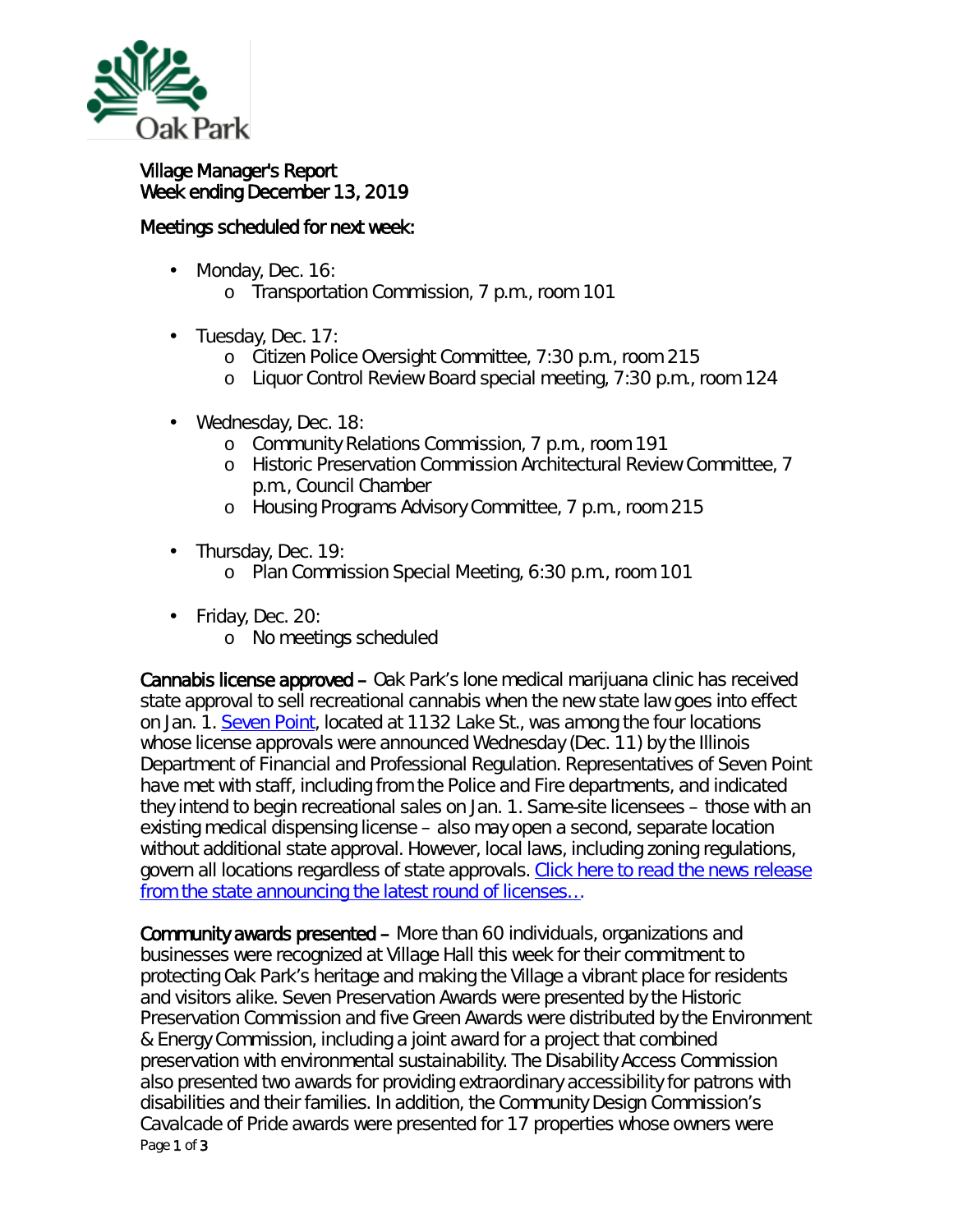Oak Park

# Village Manager's Report
## Week ending December 13, 2019

### Meetings scheduled for next week:

- Monday, Dec. 16:
  - Transportation Commission, 7 p.m., room 101
- Tuesday, Dec. 17:
  - Citizen Police Oversight Committee, 7:30 p.m., room 215
  - Liquor Control Review Board special meeting, 7:30 p.m., room 124
- Wednesday, Dec. 18:
  - Community Relations Commission, 7 p.m., room 191
  - Historic Preservation Commission Architectural Review Committee, 7 p.m., Council Chamber
  - Housing Programs Advisory Committee, 7 p.m., room 215
- Thursday, Dec. 19:
  - Plan Commission Special Meeting, 6:30 p.m., room 101
- Friday, Dec. 20:
  - No meetings scheduled

**Cannabis license approved –** Oak Park's lone medical marijuana clinic has received state approval to sell recreational cannabis when the new state law goes into effect on Jan. 1. Seven Point, located at 1132 Lake St., was among the four locations whose license approvals were announced Wednesday (Dec. 11) by the Illinois Department of Financial and Professional Regulation. Representatives of Seven Point have met with staff, including from the Police and Fire departments, and indicated they intend to begin recreational sales on Jan. 1. Same-site licensees – those with an existing medical dispensing license – also may open a second, separate location without additional state approval. However, local laws, including zoning regulations, govern all locations regardless of state approvals. Click here to read the news release from the state announcing the latest round of licenses….

**Community awards presented –** More than 60 individuals, organizations and businesses were recognized at Village Hall this week for their commitment to protecting Oak Park's heritage and making the Village a vibrant place for residents and visitors alike. Seven Preservation Awards were presented by the Historic Preservation Commission and five Green Awards were distributed by the Environment & Energy Commission, including a joint award for a project that combined preservation with environmental sustainability. The Disability Access Commission also presented two awards for providing extraordinary accessibility for patrons with disabilities and their families. In addition, the Community Design Commission's Cavalcade of Pride awards were presented for 17 properties whose owners were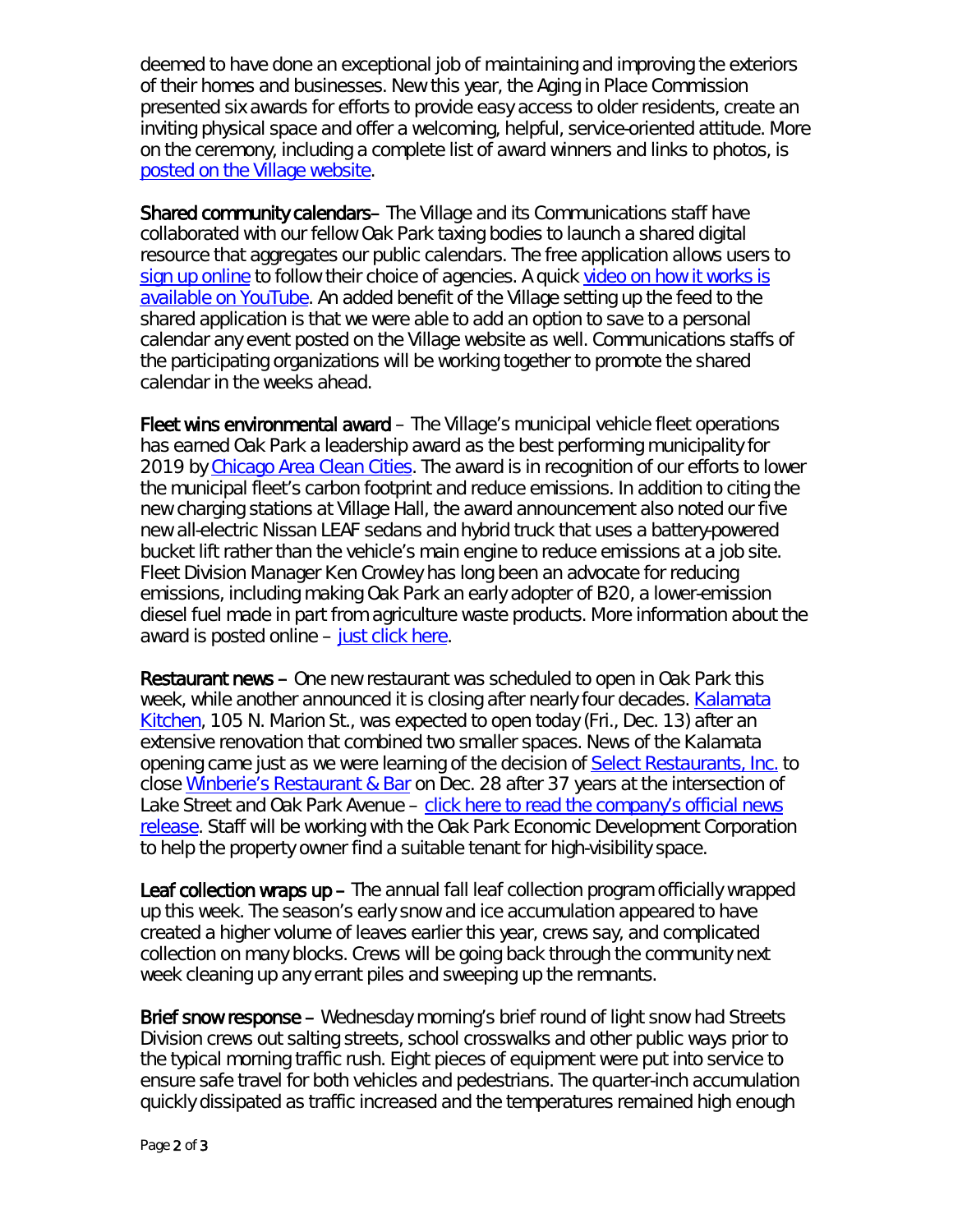deemed to have done an exceptional job of maintaining and improving the exteriors of their homes and businesses. New this year, the Aging in Place Commission presented six awards for efforts to provide easy access to older residents, create an inviting physical space and offer a welcoming, helpful, service-oriented attitude. More on the ceremony, including a complete list of award winners and links to photos, is posted on the Village website.

**Shared community calendars**– The Village and its Communications staff have collaborated with our fellow Oak Park taxing bodies to launch a shared digital resource that aggregates our public calendars. The free application allows users to sign up online to follow their choice of agencies. A quick video on how it works is available on YouTube. An added benefit of the Village setting up the feed to the shared application is that we were able to add an option to save to a personal calendar any event posted on the Village website as well. Communications staffs of the participating organizations will be working together to promote the shared calendar in the weeks ahead.

**Fleet wins environmental award** – The Village's municipal vehicle fleet operations has earned Oak Park a leadership award as the best performing municipality for 2019 by Chicago Area Clean Cities. The award is in recognition of our efforts to lower the municipal fleet's carbon footprint and reduce emissions. In addition to citing the new charging stations at Village Hall, the award announcement also noted our five new all-electric Nissan LEAF sedans and hybrid truck that uses a battery-powered bucket lift rather than the vehicle's main engine to reduce emissions at a job site. Fleet Division Manager Ken Crowley has long been an advocate for reducing emissions, including making Oak Park an early adopter of B20, a lower-emission diesel fuel made in part from agriculture waste products. More information about the award is posted online – just click here.

**Restaurant news** – One new restaurant was scheduled to open in Oak Park this week, while another announced it is closing after nearly four decades. Kalamata Kitchen, 105 N. Marion St., was expected to open today (Fri., Dec. 13) after an extensive renovation that combined two smaller spaces. News of the Kalamata opening came just as we were learning of the decision of Select Restaurants, Inc. to close Winberie's Restaurant & Bar on Dec. 28 after 37 years at the intersection of Lake Street and Oak Park Avenue – click here to read the company's official news release. Staff will be working with the Oak Park Economic Development Corporation to help the property owner find a suitable tenant for high-visibility space.

**Leaf collection wraps up** – The annual fall leaf collection program officially wrapped up this week. The season's early snow and ice accumulation appeared to have created a higher volume of leaves earlier this year, crews say, and complicated collection on many blocks. Crews will be going back through the community next week cleaning up any errant piles and sweeping up the remnants.

**Brief snow response** – Wednesday morning's brief round of light snow had Streets Division crews out salting streets, school crosswalks and other public ways prior to the typical morning traffic rush. Eight pieces of equipment were put into service to ensure safe travel for both vehicles and pedestrians. The quarter-inch accumulation quickly dissipated as traffic increased and the temperatures remained high enough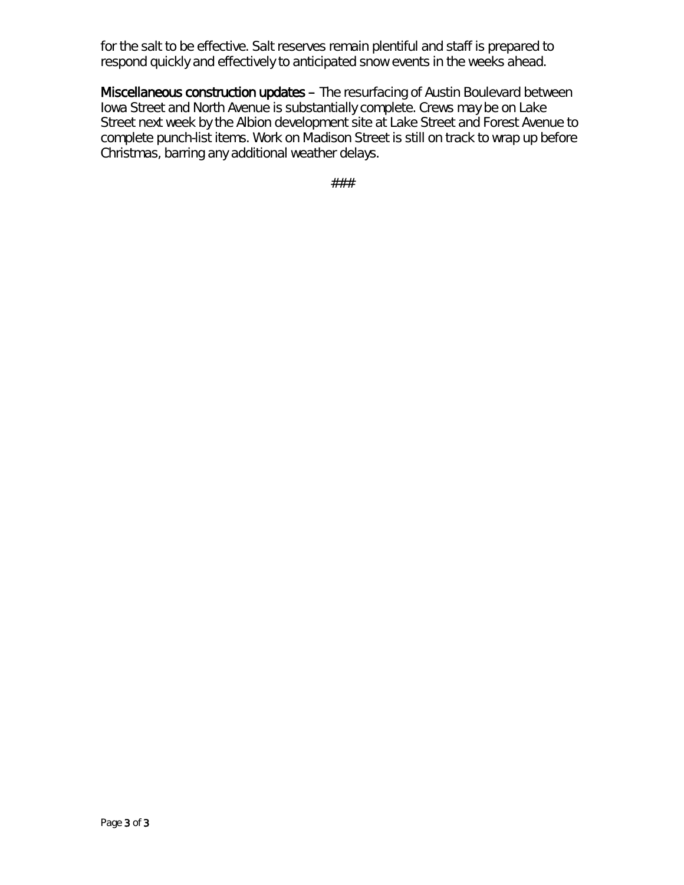for the salt to be effective. Salt reserves remain plentiful and staff is prepared to respond quickly and effectively to anticipated snow events in the weeks ahead.

**Miscellaneous construction updates –** The resurfacing of Austin Boulevard between Iowa Street and North Avenue is substantially complete. Crews may be on Lake Street next week by the Albion development site at Lake Street and Forest Avenue to complete punch-list items. Work on Madison Street is still on track to wrap up before Christmas, barring any additional weather delays.

###